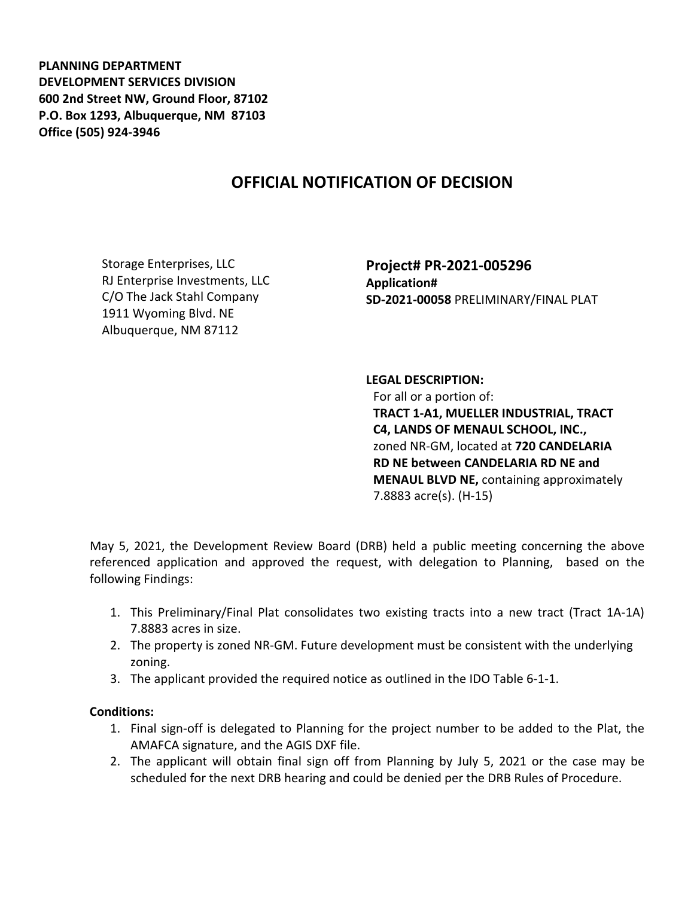**PLANNING DEPARTMENT**
**DEVELOPMENT SERVICES DIVISION**
**600 2nd Street NW, Ground Floor, 87102**
**P.O. Box 1293, Albuquerque, NM 87103**
**Office (505) 924-3946**

# OFFICIAL NOTIFICATION OF DECISION

Storage Enterprises, LLC
RJ Enterprise Investments, LLC
C/O The Jack Stahl Company
1911 Wyoming Blvd. NE
Albuquerque, NM 87112

**Project# PR-2021-005296**
**Application#**
**SD-2021-00058** PRELIMINARY/FINAL PLAT

**LEGAL DESCRIPTION:**
For all or a portion of:
**TRACT 1-A1, MUELLER INDUSTRIAL, TRACT C4, LANDS OF MENAUL SCHOOL, INC.,** zoned NR-GM, located at **720 CANDELARIA RD NE between CANDELARIA RD NE and MENAUL BLVD NE,** containing approximately 7.8883 acre(s). (H-15)

May 5, 2021, the Development Review Board (DRB) held a public meeting concerning the above referenced application and approved the request, with delegation to Planning, based on the following Findings:

1. This Preliminary/Final Plat consolidates two existing tracts into a new tract (Tract 1A-1A) 7.8883 acres in size.
2. The property is zoned NR-GM. Future development must be consistent with the underlying zoning.
3. The applicant provided the required notice as outlined in the IDO Table 6-1-1.

**Conditions:**

1. Final sign-off is delegated to Planning for the project number to be added to the Plat, the AMAFCA signature, and the AGIS DXF file.
2. The applicant will obtain final sign off from Planning by July 5, 2021 or the case may be scheduled for the next DRB hearing and could be denied per the DRB Rules of Procedure.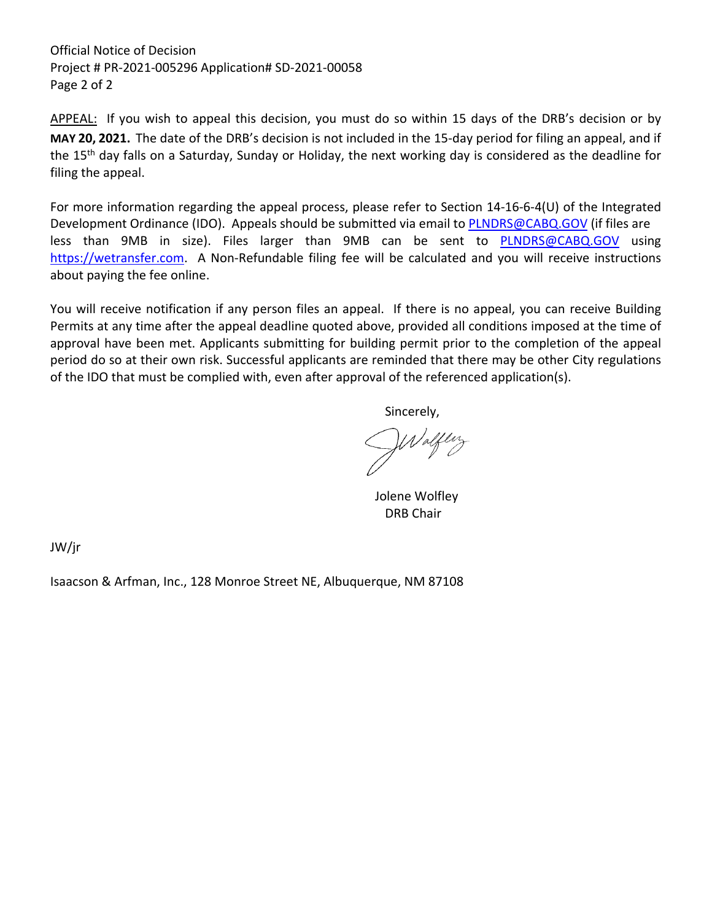APPEAL: If you wish to appeal this decision, you must do so within 15 days of the DRB's decision or by **MAY 20, 2021.** The date of the DRB's decision is not included in the 15-day period for filing an appeal, and if the 15th day falls on a Saturday, Sunday or Holiday, the next working day is considered as the deadline for filing the appeal.

For more information regarding the appeal process, please refer to Section 14-16-6-4(U) of the Integrated Development Ordinance (IDO). Appeals should be submitted via email to PLNDRS@CABQ.GOV (if files are less than 9MB in size). Files larger than 9MB can be sent to PLNDRS@CABQ.GOV using https://wetransfer.com. A Non-Refundable filing fee will be calculated and you will receive instructions about paying the fee online.

You will receive notification if any person files an appeal. If there is no appeal, you can receive Building Permits at any time after the appeal deadline quoted above, provided all conditions imposed at the time of approval have been met. Applicants submitting for building permit prior to the completion of the appeal period do so at their own risk. Successful applicants are reminded that there may be other City regulations of the IDO that must be complied with, even after approval of the referenced application(s).

Sincerely,

Jolene Wolfley
DRB Chair

JW/jr

Isaacson & Arfman, Inc., 128 Monroe Street NE, Albuquerque, NM 87108